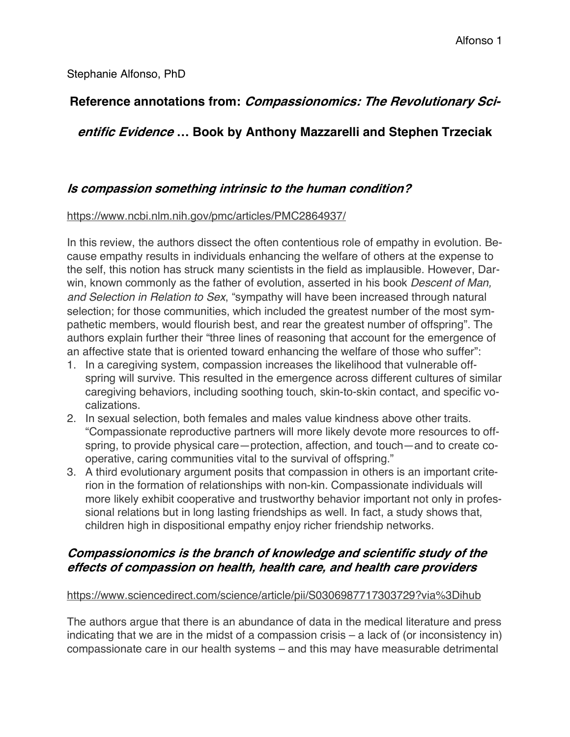Stephanie Alfonso, PhD

# Reference annotations from: *Compassionomics: The Revolutionary Scientific Evidence* … Book by Anthony Mazzarelli and Stephen Trzeciak

## *Is compassion something intrinsic to the human condition?*

https://www.ncbi.nlm.nih.gov/pmc/articles/PMC2864937/

In this review, the authors dissect the often contentious role of empathy in evolution. Because empathy results in individuals enhancing the welfare of others at the expense to the self, this notion has struck many scientists in the field as implausible. However, Darwin, known commonly as the father of evolution, asserted in his book *Descent of Man, and Selection in Relation to Sex*, "sympathy will have been increased through natural selection; for those communities, which included the greatest number of the most sympathetic members, would flourish best, and rear the greatest number of offspring". The authors explain further their "three lines of reasoning that account for the emergence of an affective state that is oriented toward enhancing the welfare of those who suffer":

1. In a caregiving system, compassion increases the likelihood that vulnerable offspring will survive. This resulted in the emergence across different cultures of similar caregiving behaviors, including soothing touch, skin-to-skin contact, and specific vocalizations.
2. In sexual selection, both females and males value kindness above other traits. "Compassionate reproductive partners will more likely devote more resources to offspring, to provide physical care—protection, affection, and touch—and to create cooperative, caring communities vital to the survival of offspring."
3. A third evolutionary argument posits that compassion in others is an important criterion in the formation of relationships with non-kin. Compassionate individuals will more likely exhibit cooperative and trustworthy behavior important not only in professional relations but in long lasting friendships as well. In fact, a study shows that, children high in dispositional empathy enjoy richer friendship networks.

## *Compassionomics is the branch of knowledge and scientific study of the effects of compassion on health, health care, and health care providers*

https://www.sciencedirect.com/science/article/pii/S0306987717303729?via%3Dihub

The authors argue that there is an abundance of data in the medical literature and press indicating that we are in the midst of a compassion crisis – a lack of (or inconsistency in) compassionate care in our health systems – and this may have measurable detrimental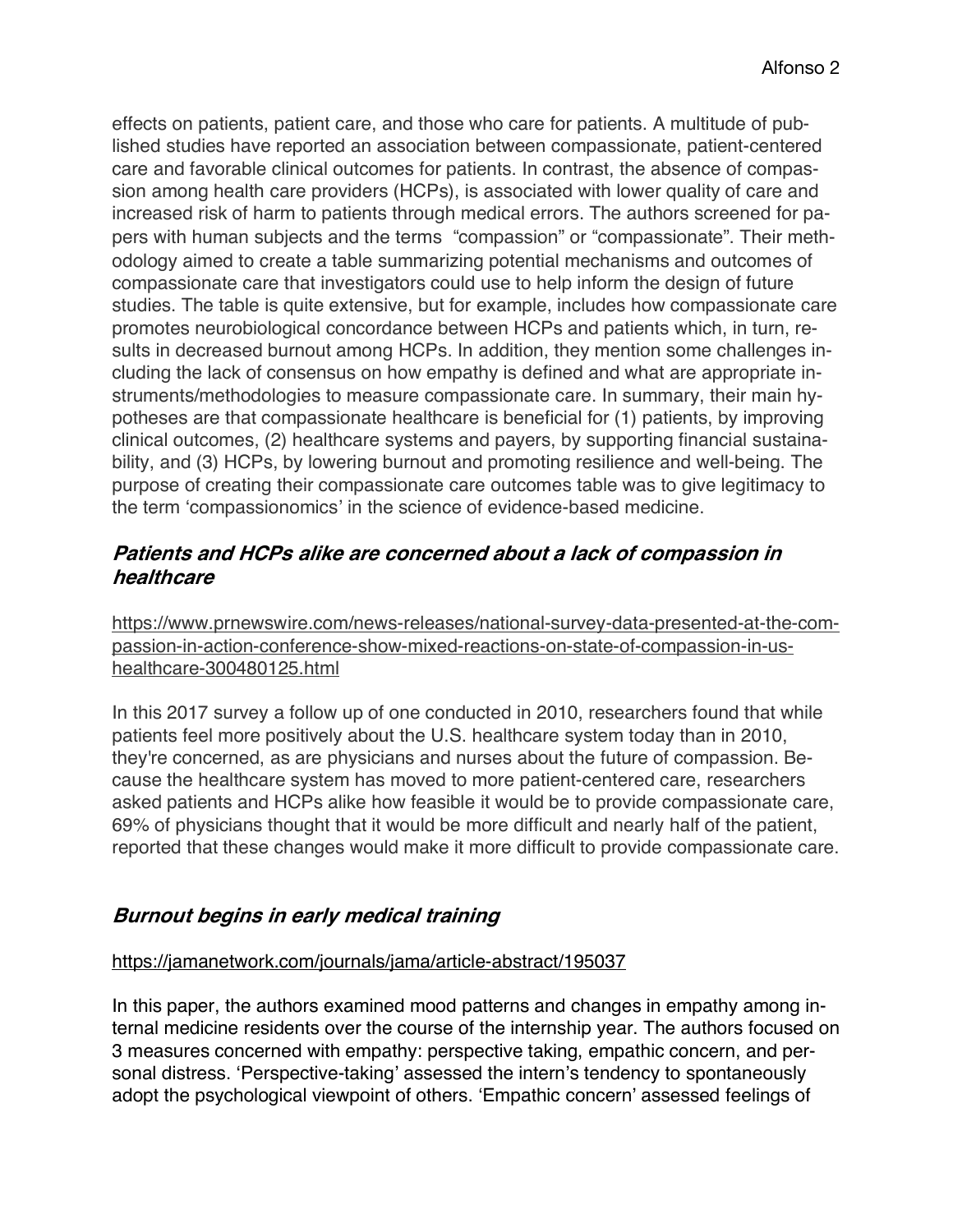effects on patients, patient care, and those who care for patients. A multitude of published studies have reported an association between compassionate, patient-centered care and favorable clinical outcomes for patients. In contrast, the absence of compassion among health care providers (HCPs), is associated with lower quality of care and increased risk of harm to patients through medical errors. The authors screened for papers with human subjects and the terms "compassion" or "compassionate". Their methodology aimed to create a table summarizing potential mechanisms and outcomes of compassionate care that investigators could use to help inform the design of future studies. The table is quite extensive, but for example, includes how compassionate care promotes neurobiological concordance between HCPs and patients which, in turn, results in decreased burnout among HCPs. In addition, they mention some challenges including the lack of consensus on how empathy is defined and what are appropriate instruments/methodologies to measure compassionate care. In summary, their main hypotheses are that compassionate healthcare is beneficial for (1) patients, by improving clinical outcomes, (2) healthcare systems and payers, by supporting financial sustainability, and (3) HCPs, by lowering burnout and promoting resilience and well-being. The purpose of creating their compassionate care outcomes table was to give legitimacy to the term 'compassionomics' in the science of evidence-based medicine.

### *Patients and HCPs alike are concerned about a lack of compassion in healthcare*

https://www.prnewswire.com/news-releases/national-survey-data-presented-at-the-compassion-in-action-conference-show-mixed-reactions-on-state-of-compassion-in-us-healthcare-300480125.html

In this 2017 survey a follow up of one conducted in 2010, researchers found that while patients feel more positively about the U.S. healthcare system today than in 2010, they're concerned, as are physicians and nurses about the future of compassion. Because the healthcare system has moved to more patient-centered care, researchers asked patients and HCPs alike how feasible it would be to provide compassionate care, 69% of physicians thought that it would be more difficult and nearly half of the patient, reported that these changes would make it more difficult to provide compassionate care.

### *Burnout begins in early medical training*

https://jamanetwork.com/journals/jama/article-abstract/195037

In this paper, the authors examined mood patterns and changes in empathy among internal medicine residents over the course of the internship year. The authors focused on 3 measures concerned with empathy: perspective taking, empathic concern, and personal distress. 'Perspective-taking' assessed the intern's tendency to spontaneously adopt the psychological viewpoint of others. 'Empathic concern' assessed feelings of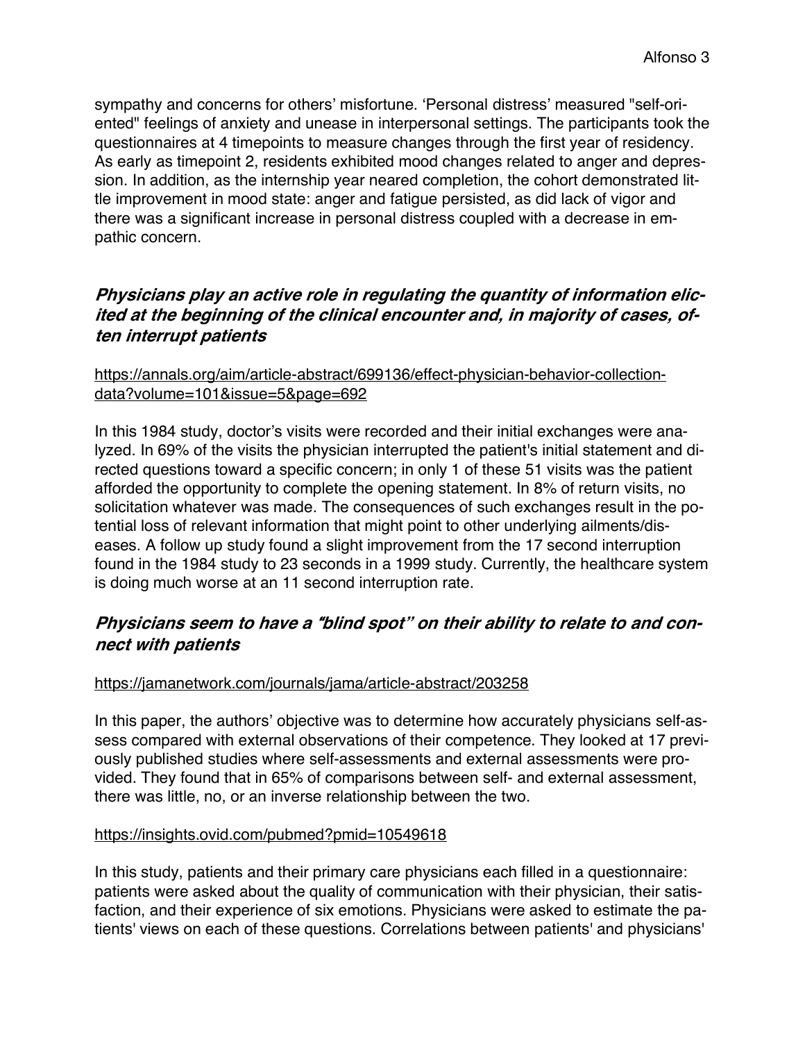sympathy and concerns for others' misfortune. 'Personal distress' measured "self-oriented" feelings of anxiety and unease in interpersonal settings. The participants took the questionnaires at 4 timepoints to measure changes through the first year of residency. As early as timepoint 2, residents exhibited mood changes related to anger and depression. In addition, as the internship year neared completion, the cohort demonstrated little improvement in mood state: anger and fatigue persisted, as did lack of vigor and there was a significant increase in personal distress coupled with a decrease in empathic concern.

### *Physicians play an active role in regulating the quantity of information elicited at the beginning of the clinical encounter and, in majority of cases, often interrupt patients*

https://annals.org/aim/article-abstract/699136/effect-physician-behavior-collection-data?volume=101&issue=5&page=692

In this 1984 study, doctor's visits were recorded and their initial exchanges were analyzed. In 69% of the visits the physician interrupted the patient's initial statement and directed questions toward a specific concern; in only 1 of these 51 visits was the patient afforded the opportunity to complete the opening statement. In 8% of return visits, no solicitation whatever was made. The consequences of such exchanges result in the potential loss of relevant information that might point to other underlying ailments/diseases. A follow up study found a slight improvement from the 17 second interruption found in the 1984 study to 23 seconds in a 1999 study. Currently, the healthcare system is doing much worse at an 11 second interruption rate.

### *Physicians seem to have a "blind spot" on their ability to relate to and connect with patients*

https://jamanetwork.com/journals/jama/article-abstract/203258

In this paper, the authors' objective was to determine how accurately physicians self-assess compared with external observations of their competence. They looked at 17 previously published studies where self-assessments and external assessments were provided. They found that in 65% of comparisons between self- and external assessment, there was little, no, or an inverse relationship between the two.

https://insights.ovid.com/pubmed?pmid=10549618

In this study, patients and their primary care physicians each filled in a questionnaire: patients were asked about the quality of communication with their physician, their satisfaction, and their experience of six emotions. Physicians were asked to estimate the patients' views on each of these questions. Correlations between patients' and physicians'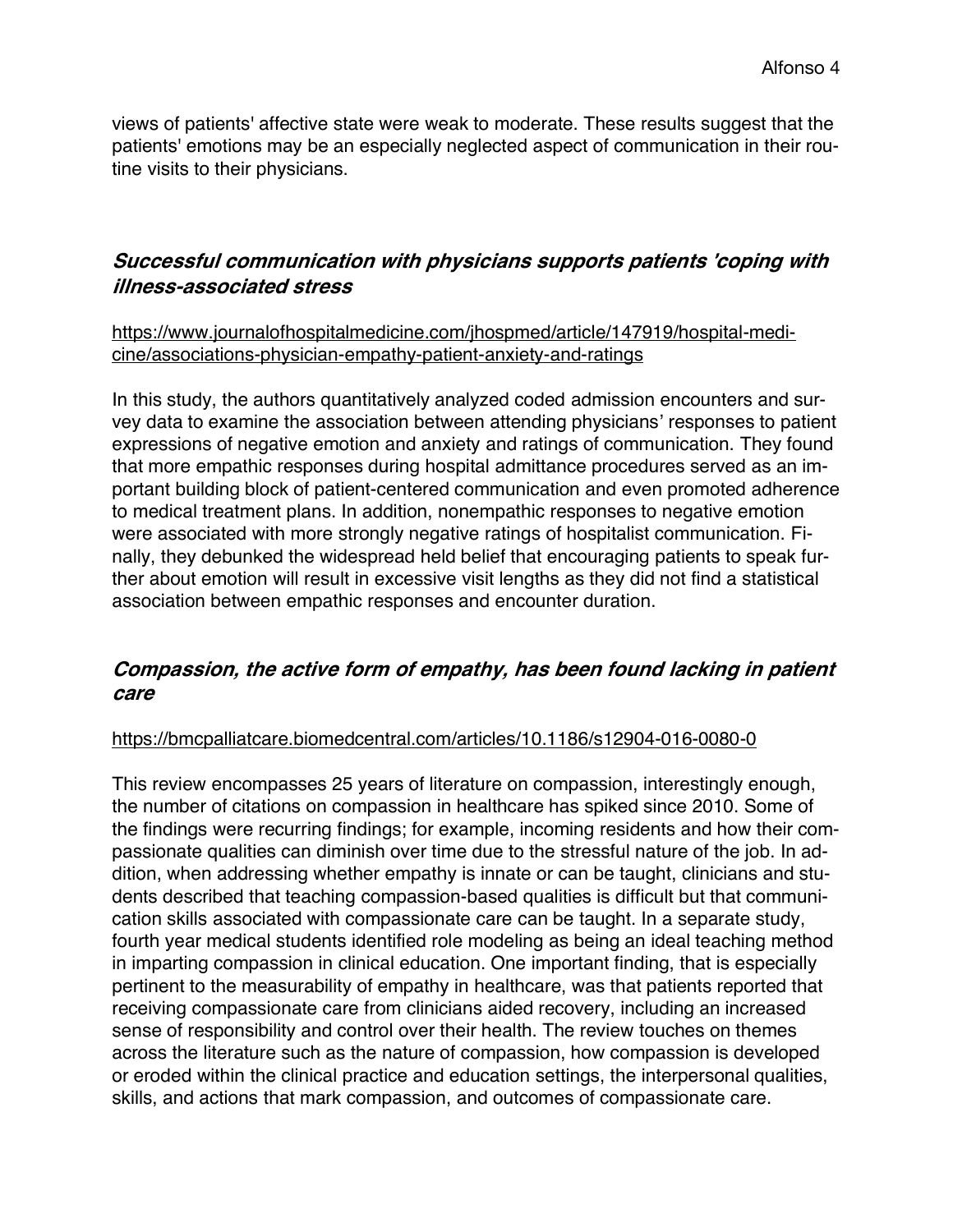views of patients' affective state were weak to moderate. These results suggest that the patients' emotions may be an especially neglected aspect of communication in their routine visits to their physicians.

### *Successful communication with physicians supports patients 'coping with illness-associated stress*

https://www.journalofhospitalmedicine.com/jhospmed/article/147919/hospital-medicine/associations-physician-empathy-patient-anxiety-and-ratings

In this study, the authors quantitatively analyzed coded admission encounters and survey data to examine the association between attending physicians' responses to patient expressions of negative emotion and anxiety and ratings of communication. They found that more empathic responses during hospital admittance procedures served as an important building block of patient-centered communication and even promoted adherence to medical treatment plans. In addition, nonempathic responses to negative emotion were associated with more strongly negative ratings of hospitalist communication. Finally, they debunked the widespread held belief that encouraging patients to speak further about emotion will result in excessive visit lengths as they did not find a statistical association between empathic responses and encounter duration.

### *Compassion, the active form of empathy, has been found lacking in patient care*

https://bmcpalliatcare.biomedcentral.com/articles/10.1186/s12904-016-0080-0

This review encompasses 25 years of literature on compassion, interestingly enough, the number of citations on compassion in healthcare has spiked since 2010. Some of the findings were recurring findings; for example, incoming residents and how their compassionate qualities can diminish over time due to the stressful nature of the job. In addition, when addressing whether empathy is innate or can be taught, clinicians and students described that teaching compassion-based qualities is difficult but that communication skills associated with compassionate care can be taught. In a separate study, fourth year medical students identified role modeling as being an ideal teaching method in imparting compassion in clinical education. One important finding, that is especially pertinent to the measurability of empathy in healthcare, was that patients reported that receiving compassionate care from clinicians aided recovery, including an increased sense of responsibility and control over their health. The review touches on themes across the literature such as the nature of compassion, how compassion is developed or eroded within the clinical practice and education settings, the interpersonal qualities, skills, and actions that mark compassion, and outcomes of compassionate care.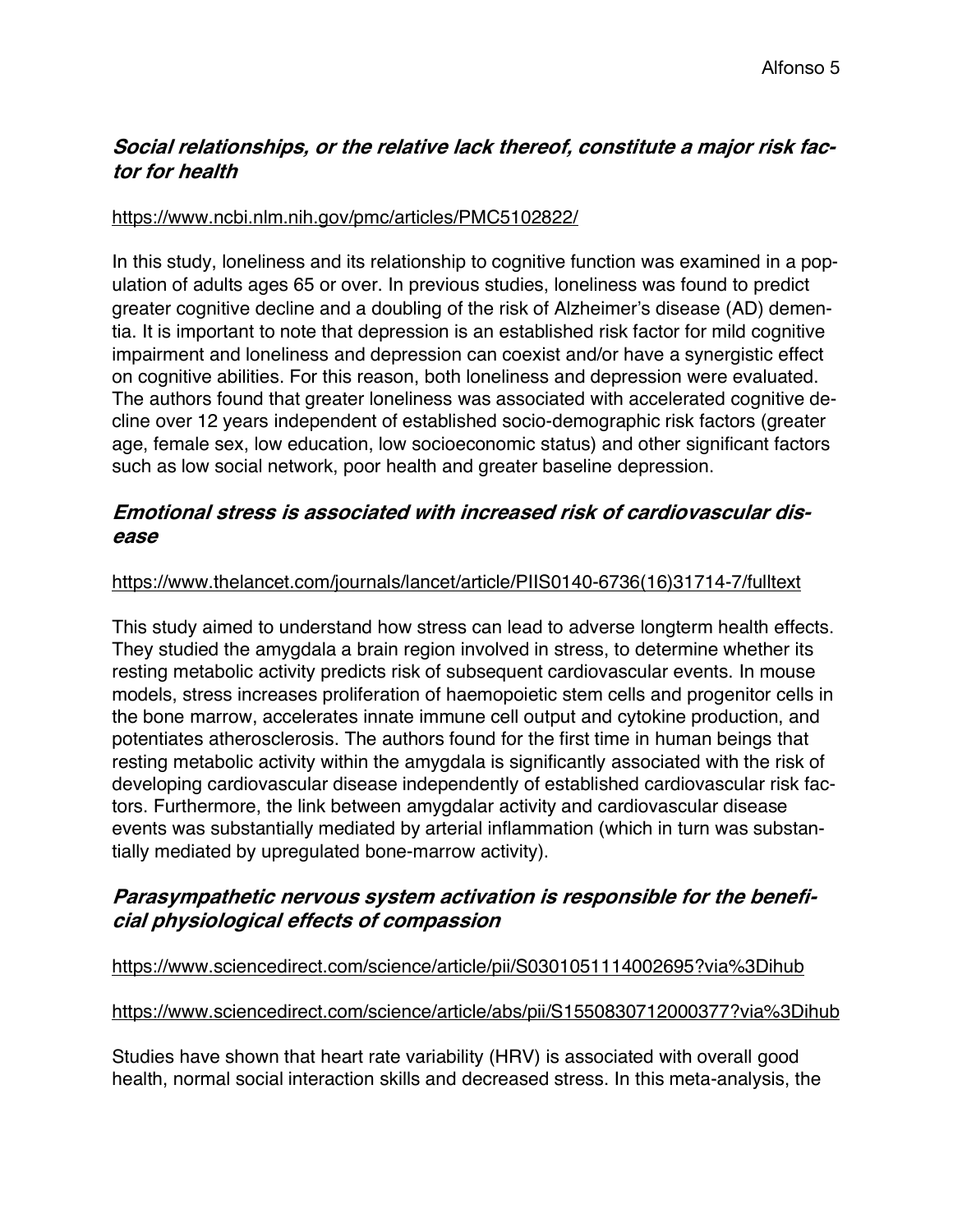### ***Social relationships, or the relative lack thereof, constitute a major risk factor for health***

https://www.ncbi.nlm.nih.gov/pmc/articles/PMC5102822/

In this study, loneliness and its relationship to cognitive function was examined in a population of adults ages 65 or over. In previous studies, loneliness was found to predict greater cognitive decline and a doubling of the risk of Alzheimer's disease (AD) dementia. It is important to note that depression is an established risk factor for mild cognitive impairment and loneliness and depression can coexist and/or have a synergistic effect on cognitive abilities. For this reason, both loneliness and depression were evaluated. The authors found that greater loneliness was associated with accelerated cognitive decline over 12 years independent of established socio-demographic risk factors (greater age, female sex, low education, low socioeconomic status) and other significant factors such as low social network, poor health and greater baseline depression.

### ***Emotional stress is associated with increased risk of cardiovascular disease***

https://www.thelancet.com/journals/lancet/article/PIIS0140-6736(16)31714-7/fulltext

This study aimed to understand how stress can lead to adverse longterm health effects. They studied the amygdala a brain region involved in stress, to determine whether its resting metabolic activity predicts risk of subsequent cardiovascular events. In mouse models, stress increases proliferation of haemopoietic stem cells and progenitor cells in the bone marrow, accelerates innate immune cell output and cytokine production, and potentiates atherosclerosis. The authors found for the first time in human beings that resting metabolic activity within the amygdala is significantly associated with the risk of developing cardiovascular disease independently of established cardiovascular risk factors. Furthermore, the link between amygdalar activity and cardiovascular disease events was substantially mediated by arterial inflammation (which in turn was substantially mediated by upregulated bone-marrow activity).

### ***Parasympathetic nervous system activation is responsible for the beneficial physiological effects of compassion***

https://www.sciencedirect.com/science/article/pii/S0301051114002695?via%3Dihub

https://www.sciencedirect.com/science/article/abs/pii/S1550830712000377?via%3Dihub

Studies have shown that heart rate variability (HRV) is associated with overall good health, normal social interaction skills and decreased stress. In this meta-analysis, the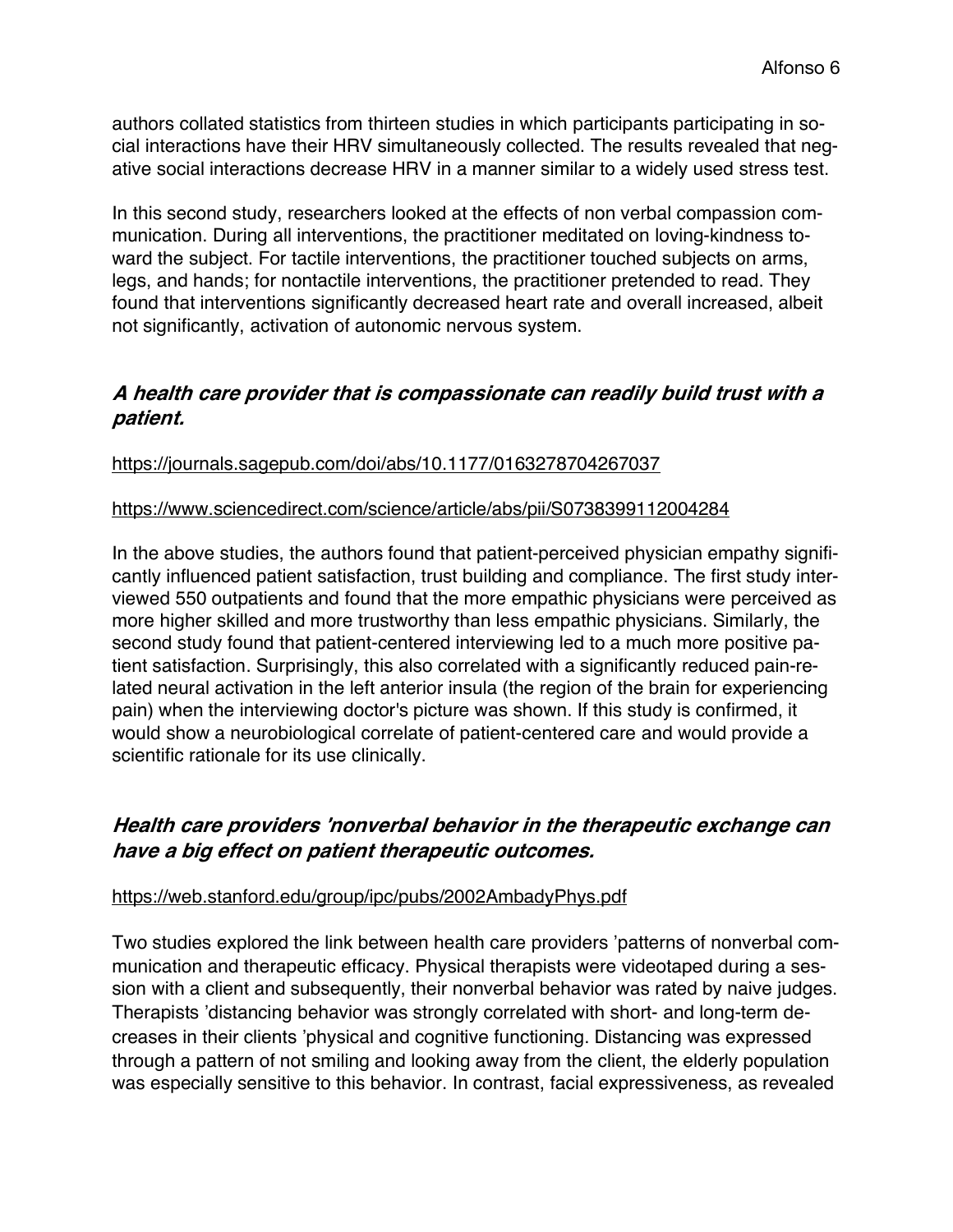authors collated statistics from thirteen studies in which participants participating in social interactions have their HRV simultaneously collected. The results revealed that negative social interactions decrease HRV in a manner similar to a widely used stress test.

In this second study, researchers looked at the effects of non verbal compassion communication. During all interventions, the practitioner meditated on loving-kindness toward the subject. For tactile interventions, the practitioner touched subjects on arms, legs, and hands; for nontactile interventions, the practitioner pretended to read. They found that interventions significantly decreased heart rate and overall increased, albeit not significantly, activation of autonomic nervous system.

### *A health care provider that is compassionate can readily build trust with a patient.*

https://journals.sagepub.com/doi/abs/10.1177/0163278704267037

https://www.sciencedirect.com/science/article/abs/pii/S0738399112004284

In the above studies, the authors found that patient-perceived physician empathy significantly influenced patient satisfaction, trust building and compliance. The first study interviewed 550 outpatients and found that the more empathic physicians were perceived as more higher skilled and more trustworthy than less empathic physicians. Similarly, the second study found that patient-centered interviewing led to a much more positive patient satisfaction. Surprisingly, this also correlated with a significantly reduced pain-related neural activation in the left anterior insula (the region of the brain for experiencing pain) when the interviewing doctor's picture was shown. If this study is confirmed, it would show a neurobiological correlate of patient-centered care and would provide a scientific rationale for its use clinically.

### *Health care providers 'nonverbal behavior in the therapeutic exchange can have a big effect on patient therapeutic outcomes.*

https://web.stanford.edu/group/ipc/pubs/2002AmbadyPhys.pdf

Two studies explored the link between health care providers 'patterns of nonverbal communication and therapeutic efficacy. Physical therapists were videotaped during a session with a client and subsequently, their nonverbal behavior was rated by naive judges. Therapists 'distancing behavior was strongly correlated with short- and long-term decreases in their clients 'physical and cognitive functioning. Distancing was expressed through a pattern of not smiling and looking away from the client, the elderly population was especially sensitive to this behavior. In contrast, facial expressiveness, as revealed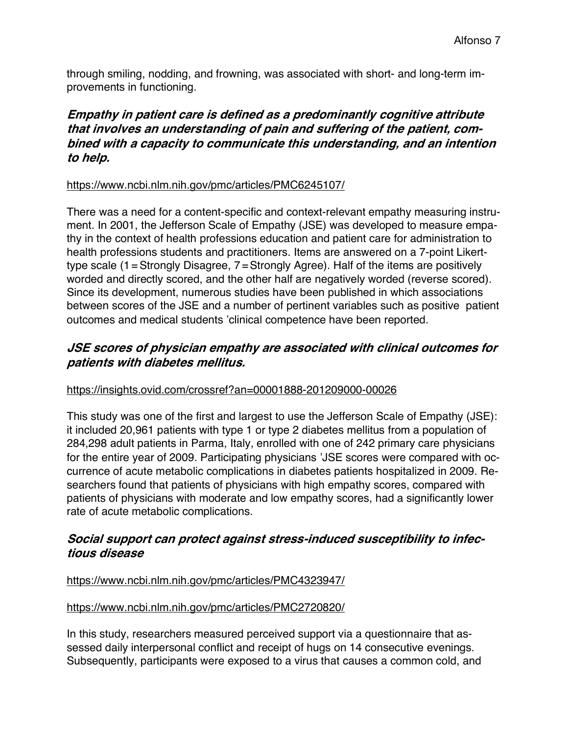through smiling, nodding, and frowning, was associated with short- and long-term improvements in functioning.

### *Empathy in patient care is defined as a predominantly cognitive attribute that involves an understanding of pain and suffering of the patient, combined with a capacity to communicate this understanding, and an intention to help.*

https://www.ncbi.nlm.nih.gov/pmc/articles/PMC6245107/

There was a need for a content-specific and context-relevant empathy measuring instrument. In 2001, the Jefferson Scale of Empathy (JSE) was developed to measure empathy in the context of health professions education and patient care for administration to health professions students and practitioners. Items are answered on a 7-point Likert-type scale (1 = Strongly Disagree, 7 = Strongly Agree). Half of the items are positively worded and directly scored, and the other half are negatively worded (reverse scored). Since its development, numerous studies have been published in which associations between scores of the JSE and a number of pertinent variables such as positive patient outcomes and medical students 'clinical competence have been reported.

### *JSE scores of physician empathy are associated with clinical outcomes for patients with diabetes mellitus.*

https://insights.ovid.com/crossref?an=00001888-201209000-00026

This study was one of the first and largest to use the Jefferson Scale of Empathy (JSE): it included 20,961 patients with type 1 or type 2 diabetes mellitus from a population of 284,298 adult patients in Parma, Italy, enrolled with one of 242 primary care physicians for the entire year of 2009. Participating physicians 'JSE scores were compared with occurrence of acute metabolic complications in diabetes patients hospitalized in 2009. Researchers found that patients of physicians with high empathy scores, compared with patients of physicians with moderate and low empathy scores, had a significantly lower rate of acute metabolic complications.

### *Social support can protect against stress-induced susceptibility to infectious disease*

https://www.ncbi.nlm.nih.gov/pmc/articles/PMC4323947/

https://www.ncbi.nlm.nih.gov/pmc/articles/PMC2720820/

In this study, researchers measured perceived support via a questionnaire that assessed daily interpersonal conflict and receipt of hugs on 14 consecutive evenings. Subsequently, participants were exposed to a virus that causes a common cold, and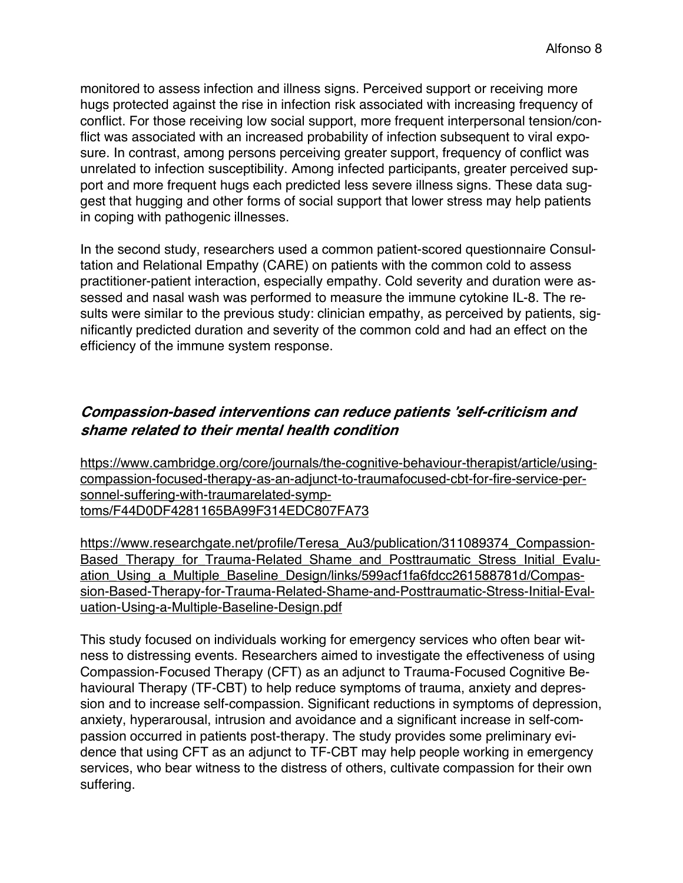monitored to assess infection and illness signs. Perceived support or receiving more hugs protected against the rise in infection risk associated with increasing frequency of conflict. For those receiving low social support, more frequent interpersonal tension/conflict was associated with an increased probability of infection subsequent to viral exposure. In contrast, among persons perceiving greater support, frequency of conflict was unrelated to infection susceptibility. Among infected participants, greater perceived support and more frequent hugs each predicted less severe illness signs. These data suggest that hugging and other forms of social support that lower stress may help patients in coping with pathogenic illnesses.

In the second study, researchers used a common patient-scored questionnaire Consultation and Relational Empathy (CARE) on patients with the common cold to assess practitioner-patient interaction, especially empathy. Cold severity and duration were assessed and nasal wash was performed to measure the immune cytokine IL-8. The results were similar to the previous study: clinician empathy, as perceived by patients, significantly predicted duration and severity of the common cold and had an effect on the efficiency of the immune system response.

### *Compassion-based interventions can reduce patients 'self-criticism and shame related to their mental health condition*

https://www.cambridge.org/core/journals/the-cognitive-behaviour-therapist/article/using-compassion-focused-therapy-as-an-adjunct-to-traumafocused-cbt-for-fire-service-personnel-suffering-with-traumarelated-symptoms/F44D0DF4281165BA99F314EDC807FA73

https://www.researchgate.net/profile/Teresa_Au3/publication/311089374_Compassion-Based_Therapy_for_Trauma-Related_Shame_and_Posttraumatic_Stress_Initial_Evaluation_Using_a_Multiple_Baseline_Design/links/599acf1fa6fdcc261588781d/Compassion-Based-Therapy-for-Trauma-Related-Shame-and-Posttraumatic-Stress-Initial-Evaluation-Using-a-Multiple-Baseline-Design.pdf

This study focused on individuals working for emergency services who often bear witness to distressing events. Researchers aimed to investigate the effectiveness of using Compassion-Focused Therapy (CFT) as an adjunct to Trauma-Focused Cognitive Behavioural Therapy (TF-CBT) to help reduce symptoms of trauma, anxiety and depression and to increase self-compassion. Significant reductions in symptoms of depression, anxiety, hyperarousal, intrusion and avoidance and a significant increase in self-compassion occurred in patients post-therapy. The study provides some preliminary evidence that using CFT as an adjunct to TF-CBT may help people working in emergency services, who bear witness to the distress of others, cultivate compassion for their own suffering.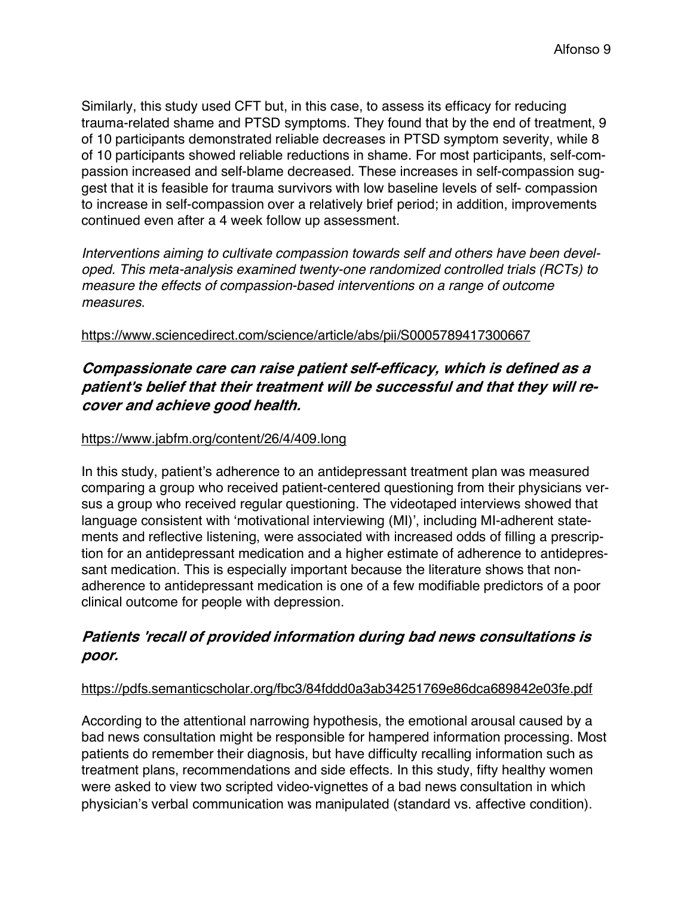Similarly, this study used CFT but, in this case, to assess its efficacy for reducing trauma-related shame and PTSD symptoms. They found that by the end of treatment, 9 of 10 participants demonstrated reliable decreases in PTSD symptom severity, while 8 of 10 participants showed reliable reductions in shame. For most participants, self-compassion increased and self-blame decreased. These increases in self-compassion suggest that it is feasible for trauma survivors with low baseline levels of self- compassion to increase in self-compassion over a relatively brief period; in addition, improvements continued even after a 4 week follow up assessment.

*Interventions aiming to cultivate compassion towards self and others have been developed. This meta-analysis examined twenty-one randomized controlled trials (RCTs) to measure the effects of compassion-based interventions on a range of outcome measures.*

https://www.sciencedirect.com/science/article/abs/pii/S0005789417300667

### ***Compassionate care can raise patient self-efficacy, which is defined as a patient's belief that their treatment will be successful and that they will recover and achieve good health.***

https://www.jabfm.org/content/26/4/409.long

In this study, patient's adherence to an antidepressant treatment plan was measured comparing a group who received patient-centered questioning from their physicians versus a group who received regular questioning. The videotaped interviews showed that language consistent with 'motivational interviewing (MI)', including MI-adherent statements and reflective listening, were associated with increased odds of filling a prescription for an antidepressant medication and a higher estimate of adherence to antidepressant medication. This is especially important because the literature shows that non-adherence to antidepressant medication is one of a few modifiable predictors of a poor clinical outcome for people with depression.

### ***Patients 'recall of provided information during bad news consultations is poor.***

https://pdfs.semanticscholar.org/fbc3/84fddd0a3ab34251769e86dca689842e03fe.pdf

According to the attentional narrowing hypothesis, the emotional arousal caused by a bad news consultation might be responsible for hampered information processing. Most patients do remember their diagnosis, but have difficulty recalling information such as treatment plans, recommendations and side effects. In this study, fifty healthy women were asked to view two scripted video-vignettes of a bad news consultation in which physician's verbal communication was manipulated (standard vs. affective condition).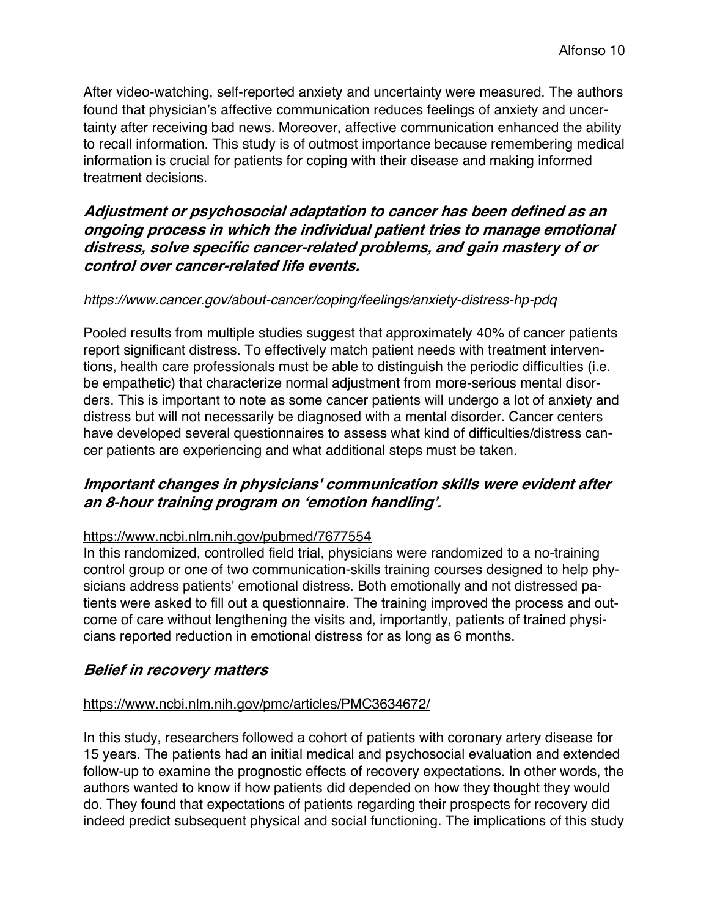After video-watching, self-reported anxiety and uncertainty were measured. The authors found that physician's affective communication reduces feelings of anxiety and uncertainty after receiving bad news. Moreover, affective communication enhanced the ability to recall information. This study is of outmost importance because remembering medical information is crucial for patients for coping with their disease and making informed treatment decisions.

### *Adjustment or psychosocial adaptation to cancer has been defined as an ongoing process in which the individual patient tries to manage emotional distress, solve specific cancer-related problems, and gain mastery of or control over cancer-related life events.*

*https://www.cancer.gov/about-cancer/coping/feelings/anxiety-distress-hp-pdq*

Pooled results from multiple studies suggest that approximately 40% of cancer patients report significant distress. To effectively match patient needs with treatment interventions, health care professionals must be able to distinguish the periodic difficulties (i.e. be empathetic) that characterize normal adjustment from more-serious mental disorders. This is important to note as some cancer patients will undergo a lot of anxiety and distress but will not necessarily be diagnosed with a mental disorder. Cancer centers have developed several questionnaires to assess what kind of difficulties/distress cancer patients are experiencing and what additional steps must be taken.

### *Important changes in physicians' communication skills were evident after an 8-hour training program on 'emotion handling'.*

https://www.ncbi.nlm.nih.gov/pubmed/7677554

In this randomized, controlled field trial, physicians were randomized to a no-training control group or one of two communication-skills training courses designed to help physicians address patients' emotional distress. Both emotionally and not distressed patients were asked to fill out a questionnaire. The training improved the process and outcome of care without lengthening the visits and, importantly, patients of trained physicians reported reduction in emotional distress for as long as 6 months.

### *Belief in recovery matters*

https://www.ncbi.nlm.nih.gov/pmc/articles/PMC3634672/

In this study, researchers followed a cohort of patients with coronary artery disease for 15 years. The patients had an initial medical and psychosocial evaluation and extended follow-up to examine the prognostic effects of recovery expectations. In other words, the authors wanted to know if how patients did depended on how they thought they would do. They found that expectations of patients regarding their prospects for recovery did indeed predict subsequent physical and social functioning. The implications of this study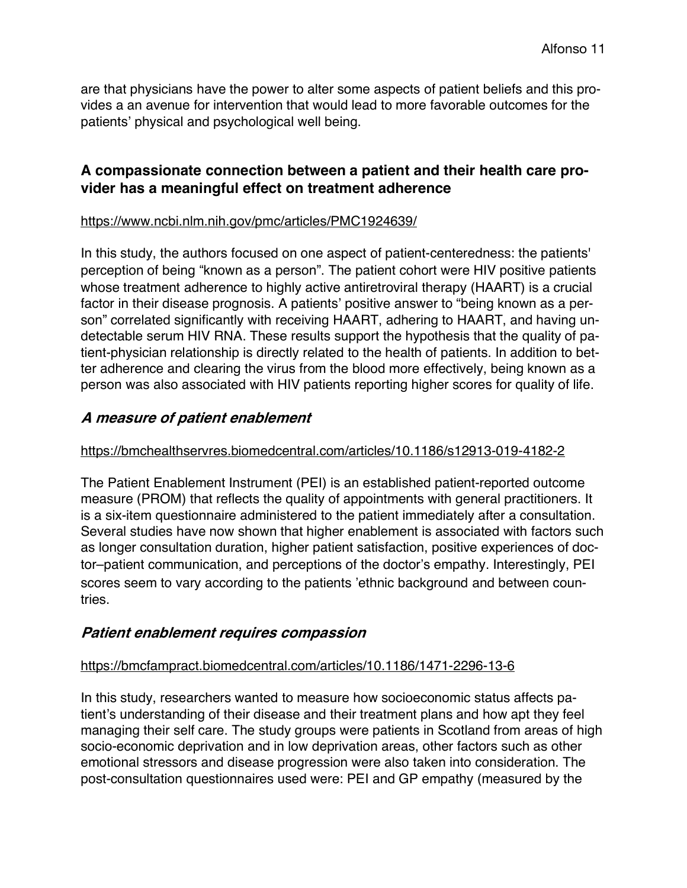are that physicians have the power to alter some aspects of patient beliefs and this provides a an avenue for intervention that would lead to more favorable outcomes for the patients' physical and psychological well being.

## A compassionate connection between a patient and their health care provider has a meaningful effect on treatment adherence

https://www.ncbi.nlm.nih.gov/pmc/articles/PMC1924639/

In this study, the authors focused on one aspect of patient-centeredness: the patients' perception of being "known as a person". The patient cohort were HIV positive patients whose treatment adherence to highly active antiretroviral therapy (HAART) is a crucial factor in their disease prognosis. A patients' positive answer to "being known as a person" correlated significantly with receiving HAART, adhering to HAART, and having undetectable serum HIV RNA. These results support the hypothesis that the quality of patient-physician relationship is directly related to the health of patients. In addition to better adherence and clearing the virus from the blood more effectively, being known as a person was also associated with HIV patients reporting higher scores for quality of life.

## *A measure of patient enablement*

https://bmchealthservres.biomedcentral.com/articles/10.1186/s12913-019-4182-2

The Patient Enablement Instrument (PEI) is an established patient-reported outcome measure (PROM) that reflects the quality of appointments with general practitioners. It is a six-item questionnaire administered to the patient immediately after a consultation. Several studies have now shown that higher enablement is associated with factors such as longer consultation duration, higher patient satisfaction, positive experiences of doctor–patient communication, and perceptions of the doctor's empathy. Interestingly, PEI scores seem to vary according to the patients 'ethnic background and between countries.

## *Patient enablement requires compassion*

https://bmcfampract.biomedcentral.com/articles/10.1186/1471-2296-13-6

In this study, researchers wanted to measure how socioeconomic status affects patient's understanding of their disease and their treatment plans and how apt they feel managing their self care. The study groups were patients in Scotland from areas of high socio-economic deprivation and in low deprivation areas, other factors such as other emotional stressors and disease progression were also taken into consideration. The post-consultation questionnaires used were: PEI and GP empathy (measured by the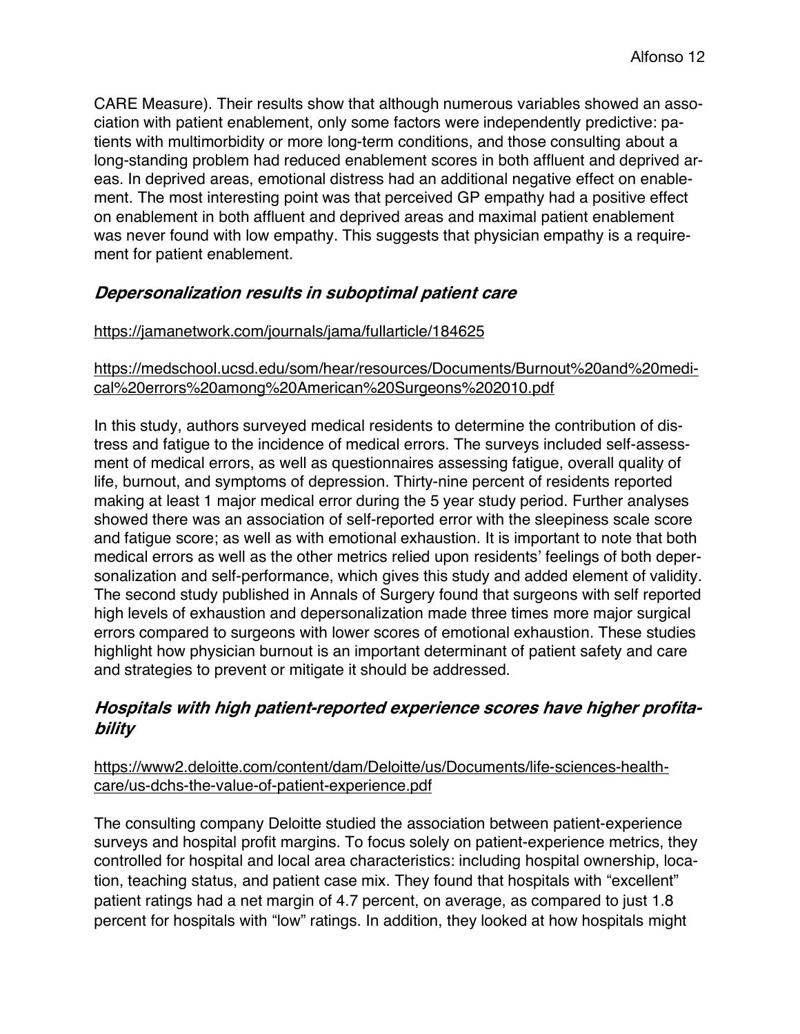CARE Measure). Their results show that although numerous variables showed an association with patient enablement, only some factors were independently predictive: patients with multimorbidity or more long-term conditions, and those consulting about a long-standing problem had reduced enablement scores in both affluent and deprived areas. In deprived areas, emotional distress had an additional negative effect on enablement. The most interesting point was that perceived GP empathy had a positive effect on enablement in both affluent and deprived areas and maximal patient enablement was never found with low empathy. This suggests that physician empathy is a requirement for patient enablement.

### *Depersonalization results in suboptimal patient care*

https://jamanetwork.com/journals/jama/fullarticle/184625

https://medschool.ucsd.edu/som/hear/resources/Documents/Burnout%20and%20medical%20errors%20among%20American%20Surgeons%202010.pdf

In this study, authors surveyed medical residents to determine the contribution of distress and fatigue to the incidence of medical errors. The surveys included self-assessment of medical errors, as well as questionnaires assessing fatigue, overall quality of life, burnout, and symptoms of depression. Thirty-nine percent of residents reported making at least 1 major medical error during the 5 year study period. Further analyses showed there was an association of self-reported error with the sleepiness scale score and fatigue score; as well as with emotional exhaustion. It is important to note that both medical errors as well as the other metrics relied upon residents' feelings of both depersonalization and self-performance, which gives this study and added element of validity. The second study published in Annals of Surgery found that surgeons with self reported high levels of exhaustion and depersonalization made three times more major surgical errors compared to surgeons with lower scores of emotional exhaustion. These studies highlight how physician burnout is an important determinant of patient safety and care and strategies to prevent or mitigate it should be addressed.

### *Hospitals with high patient-reported experience scores have higher profitability*

https://www2.deloitte.com/content/dam/Deloitte/us/Documents/life-sciences-health-care/us-dchs-the-value-of-patient-experience.pdf

The consulting company Deloitte studied the association between patient-experience surveys and hospital profit margins. To focus solely on patient-experience metrics, they controlled for hospital and local area characteristics: including hospital ownership, location, teaching status, and patient case mix. They found that hospitals with "excellent" patient ratings had a net margin of 4.7 percent, on average, as compared to just 1.8 percent for hospitals with "low" ratings. In addition, they looked at how hospitals might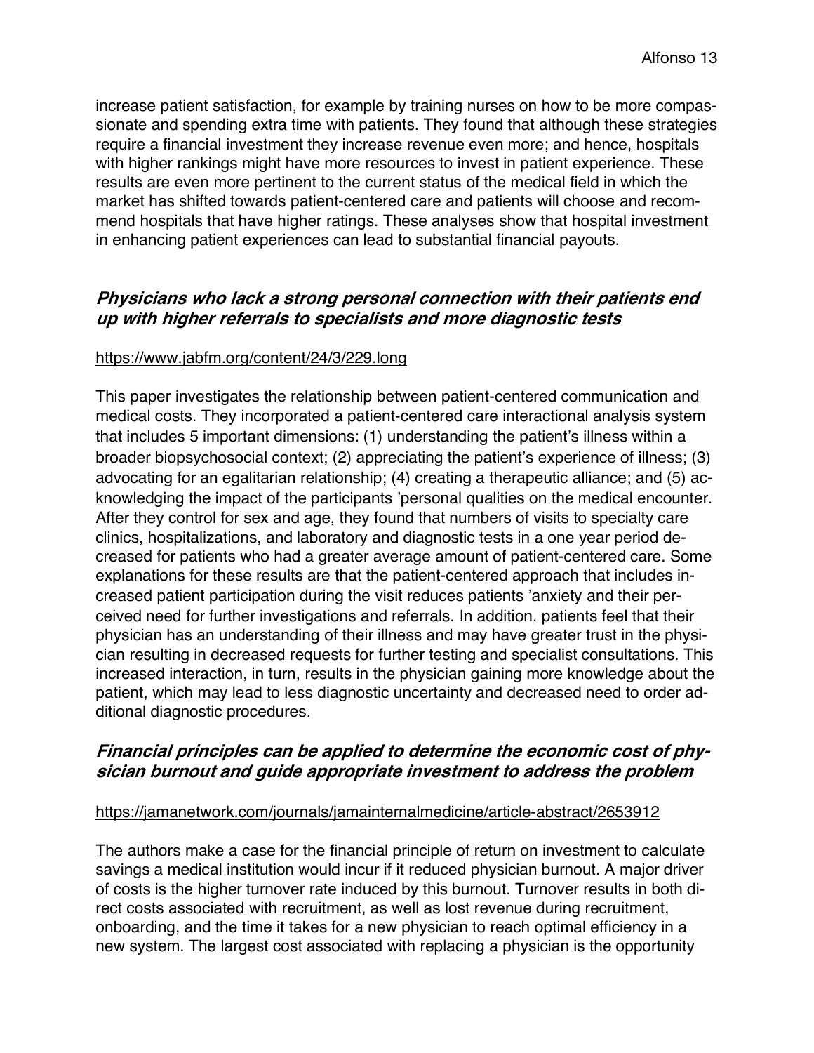increase patient satisfaction, for example by training nurses on how to be more compassionate and spending extra time with patients. They found that although these strategies require a financial investment they increase revenue even more; and hence, hospitals with higher rankings might have more resources to invest in patient experience. These results are even more pertinent to the current status of the medical field in which the market has shifted towards patient-centered care and patients will choose and recommend hospitals that have higher ratings. These analyses show that hospital investment in enhancing patient experiences can lead to substantial financial payouts.

### ***Physicians who lack a strong personal connection with their patients end up with higher referrals to specialists and more diagnostic tests***

https://www.jabfm.org/content/24/3/229.long

This paper investigates the relationship between patient-centered communication and medical costs. They incorporated a patient-centered care interactional analysis system that includes 5 important dimensions: (1) understanding the patient's illness within a broader biopsychosocial context; (2) appreciating the patient's experience of illness; (3) advocating for an egalitarian relationship; (4) creating a therapeutic alliance; and (5) acknowledging the impact of the participants 'personal qualities on the medical encounter. After they control for sex and age, they found that numbers of visits to specialty care clinics, hospitalizations, and laboratory and diagnostic tests in a one year period decreased for patients who had a greater average amount of patient-centered care. Some explanations for these results are that the patient-centered approach that includes increased patient participation during the visit reduces patients 'anxiety and their perceived need for further investigations and referrals. In addition, patients feel that their physician has an understanding of their illness and may have greater trust in the physician resulting in decreased requests for further testing and specialist consultations. This increased interaction, in turn, results in the physician gaining more knowledge about the patient, which may lead to less diagnostic uncertainty and decreased need to order additional diagnostic procedures.

### ***Financial principles can be applied to determine the economic cost of physician burnout and guide appropriate investment to address the problem***

https://jamanetwork.com/journals/jamainternalmedicine/article-abstract/2653912

The authors make a case for the financial principle of return on investment to calculate savings a medical institution would incur if it reduced physician burnout. A major driver of costs is the higher turnover rate induced by this burnout. Turnover results in both direct costs associated with recruitment, as well as lost revenue during recruitment, onboarding, and the time it takes for a new physician to reach optimal efficiency in a new system. The largest cost associated with replacing a physician is the opportunity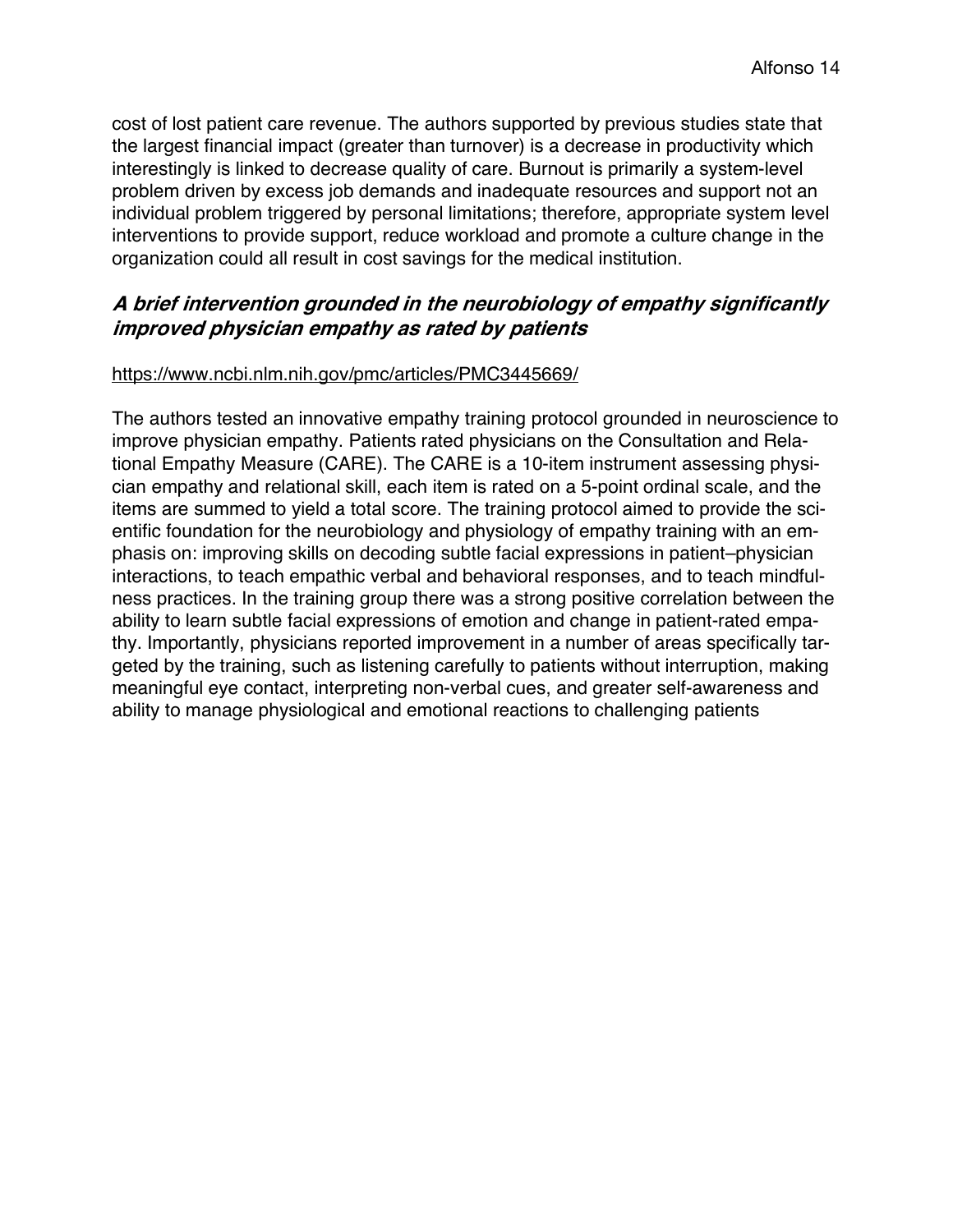cost of lost patient care revenue. The authors supported by previous studies state that the largest financial impact (greater than turnover) is a decrease in productivity which interestingly is linked to decrease quality of care. Burnout is primarily a system-level problem driven by excess job demands and inadequate resources and support not an individual problem triggered by personal limitations; therefore, appropriate system level interventions to provide support, reduce workload and promote a culture change in the organization could all result in cost savings for the medical institution.

### *A brief intervention grounded in the neurobiology of empathy significantly improved physician empathy as rated by patients*

https://www.ncbi.nlm.nih.gov/pmc/articles/PMC3445669/

The authors tested an innovative empathy training protocol grounded in neuroscience to improve physician empathy. Patients rated physicians on the Consultation and Relational Empathy Measure (CARE). The CARE is a 10-item instrument assessing physician empathy and relational skill, each item is rated on a 5-point ordinal scale, and the items are summed to yield a total score. The training protocol aimed to provide the scientific foundation for the neurobiology and physiology of empathy training with an emphasis on: improving skills on decoding subtle facial expressions in patient–physician interactions, to teach empathic verbal and behavioral responses, and to teach mindfulness practices. In the training group there was a strong positive correlation between the ability to learn subtle facial expressions of emotion and change in patient-rated empathy. Importantly, physicians reported improvement in a number of areas specifically targeted by the training, such as listening carefully to patients without interruption, making meaningful eye contact, interpreting non-verbal cues, and greater self-awareness and ability to manage physiological and emotional reactions to challenging patients